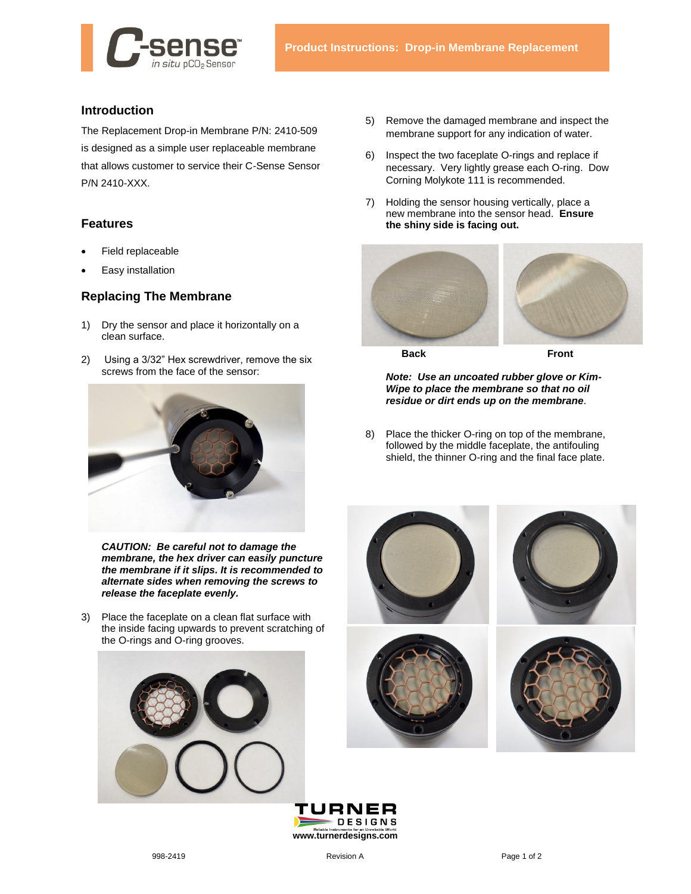# C-sense™ in situ $pCO_2$ Sensor

## Product Instructions: Drop-in Membrane Replacement

## Introduction

The Replacement Drop-in Membrane P/N: 2410-509 is designed as a simple user replaceable membrane that allows customer to service their C-Sense Sensor P/N 2410-XXX.

## Features

- Field replaceable
- Easy installation

## Replacing The Membrane

1) Dry the sensor and place it horizontally on a clean surface.

2) Using a 3/32" Hex screwdriver, remove the six screws from the face of the sensor:

***CAUTION: Be careful not to damage the membrane, the hex driver can easily puncture the membrane if it slips. It is recommended to alternate sides when removing the screws to release the faceplate evenly.***

3) Place the faceplate on a clean flat surface with the inside facing upwards to prevent scratching of the O-rings and O-ring grooves.

5) Remove the damaged membrane and inspect the membrane support for any indication of water.

6) Inspect the two faceplate O-rings and replace if necessary. Very lightly grease each O-ring. Dow Corning Molykote 111 is recommended.

7) Holding the sensor housing vertically, place a new membrane into the sensor head. **Ensure the shiny side is facing out.**

**Back** **Front**

***Note: Use an uncoated rubber glove or Kim-Wipe to place the membrane so that no oil residue or dirt ends up on the membrane***.

8) Place the thicker O-ring on top of the membrane, followed by the middle faceplate, the antifouling shield, the thinner O-ring and the final face plate.

TURNER DESIGNS
Reliable Instruments for an Unreliable World
www.turnerdesigns.com

998-2419 Revision A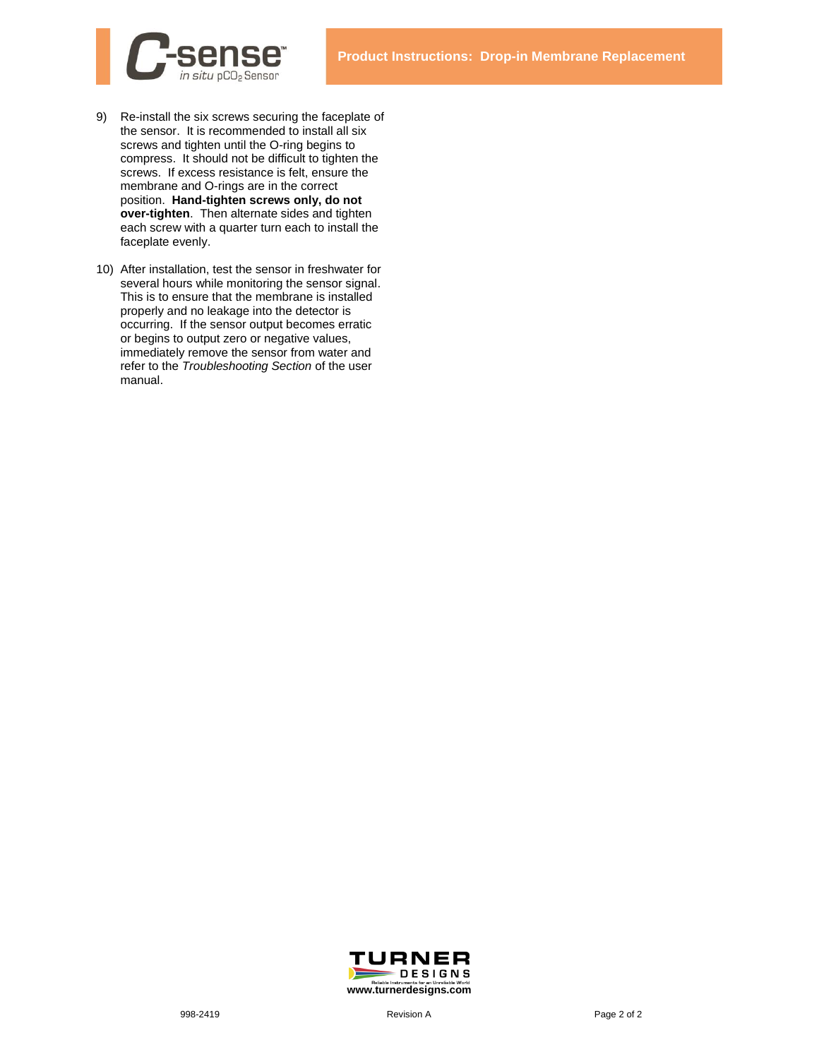9) Re-install the six screws securing the faceplate of the sensor. It is recommended to install all six screws and tighten until the O-ring begins to compress. It should not be difficult to tighten the screws. If excess resistance is felt, ensure the membrane and O-rings are in the correct position. **Hand-tighten screws only, do not over-tighten**. Then alternate sides and tighten each screw with a quarter turn each to install the faceplate evenly.

10) After installation, test the sensor in freshwater for several hours while monitoring the sensor signal. This is to ensure that the membrane is installed properly and no leakage into the detector is occurring. If the sensor output becomes erratic or begins to output zero or negative values, immediately remove the sensor from water and refer to the *Troubleshooting Section* of the user manual.